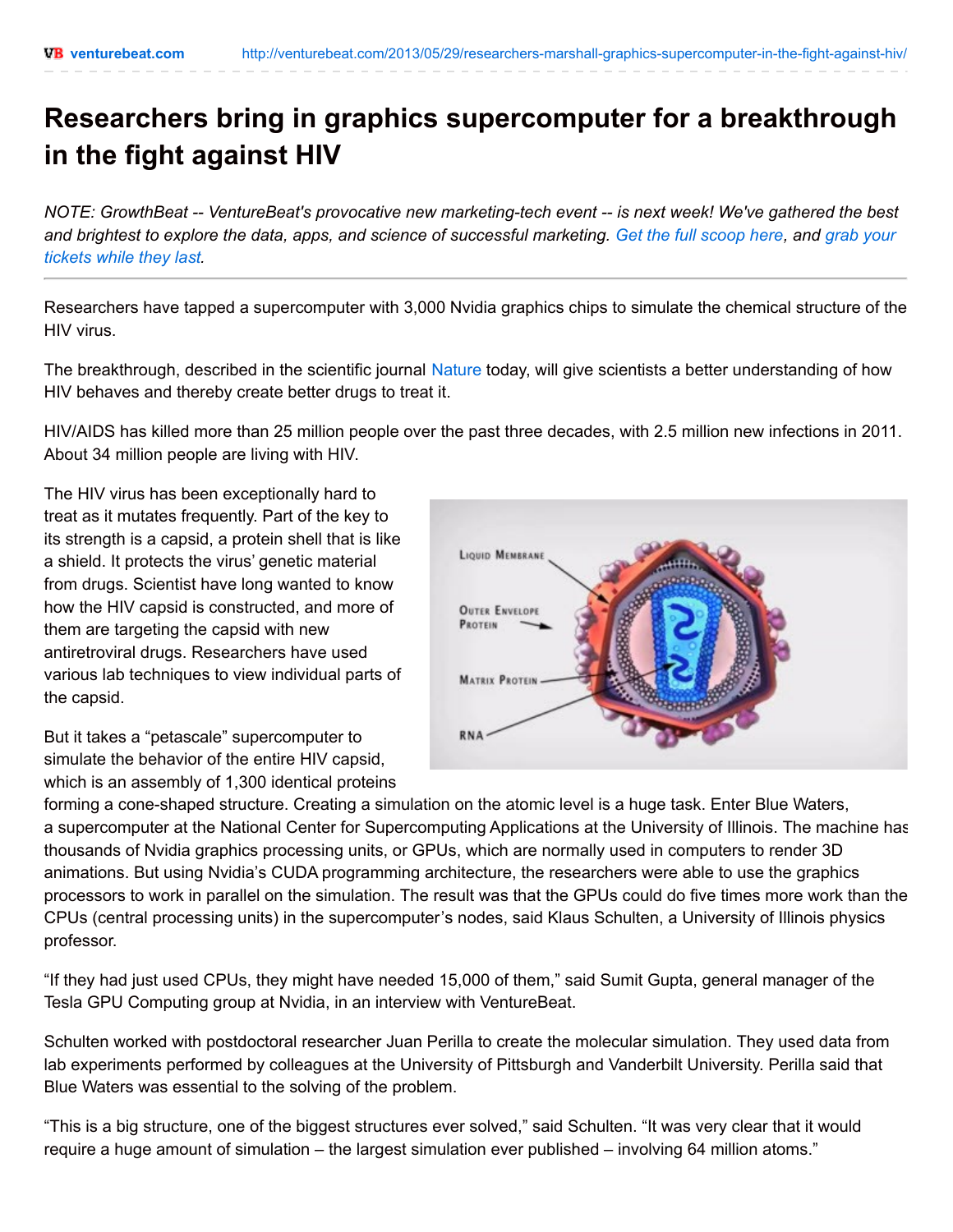# Researchers bring in graphics supercomputer for a breakthrough in the fight against HIV

*NOTE: GrowthBeat -- VentureBeat's provocative new marketing-tech event -- is next week! We've gathered the best and brightest to explore the data, apps, and science of successful marketing. Get the full scoop here, and grab your tickets while they last.*

---

Researchers have tapped a supercomputer with 3,000 Nvidia graphics chips to simulate the chemical structure of the HIV virus.

The breakthrough, described in the scientific journal Nature today, will give scientists a better understanding of how HIV behaves and thereby create better drugs to treat it.

HIV/AIDS has killed more than 25 million people over the past three decades, with 2.5 million new infections in 2011. About 34 million people are living with HIV.

The HIV virus has been exceptionally hard to treat as it mutates frequently. Part of the key to its strength is a capsid, a protein shell that is like a shield. It protects the virus' genetic material from drugs. Scientist have long wanted to know how the HIV capsid is constructed, and more of them are targeting the capsid with new antiretroviral drugs. Researchers have used various lab techniques to view individual parts of the capsid.

But it takes a "petascale" supercomputer to simulate the behavior of the entire HIV capsid, which is an assembly of 1,300 identical proteins forming a cone-shaped structure. Creating a simulation on the atomic level is a huge task. Enter Blue Waters, a supercomputer at the National Center for Supercomputing Applications at the University of Illinois. The machine has thousands of Nvidia graphics processing units, or GPUs, which are normally used in computers to render 3D animations. But using Nvidia's CUDA programming architecture, the researchers were able to use the graphics processors to work in parallel on the simulation. The result was that the GPUs could do five times more work than the CPUs (central processing units) in the supercomputer's nodes, said Klaus Schulten, a University of Illinois physics professor.

"If they had just used CPUs, they might have needed 15,000 of them," said Sumit Gupta, general manager of the Tesla GPU Computing group at Nvidia, in an interview with VentureBeat.

Schulten worked with postdoctoral researcher Juan Perilla to create the molecular simulation. They used data from lab experiments performed by colleagues at the University of Pittsburgh and Vanderbilt University. Perilla said that Blue Waters was essential to the solving of the problem.

"This is a big structure, one of the biggest structures ever solved," said Schulten. "It was very clear that it would require a huge amount of simulation – the largest simulation ever published – involving 64 million atoms."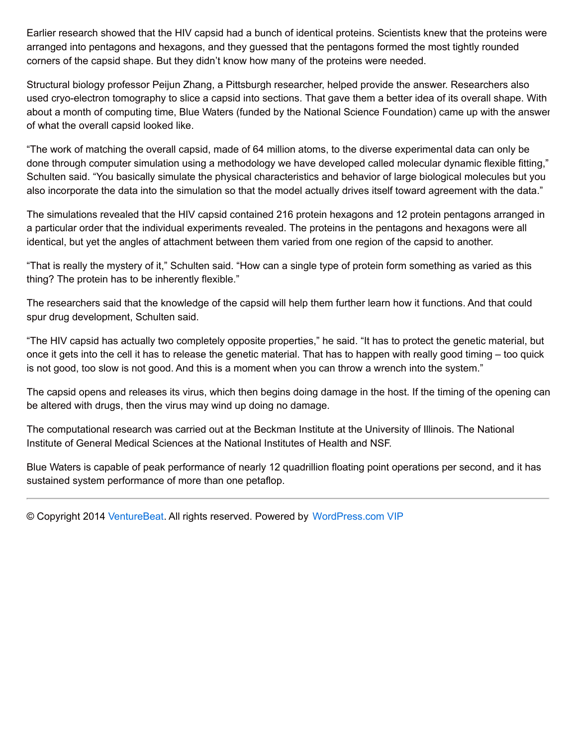Earlier research showed that the HIV capsid had a bunch of identical proteins. Scientists knew that the proteins were arranged into pentagons and hexagons, and they guessed that the pentagons formed the most tightly rounded corners of the capsid shape. But they didn't know how many of the proteins were needed.

Structural biology professor Peijun Zhang, a Pittsburgh researcher, helped provide the answer. Researchers also used cryo-electron tomography to slice a capsid into sections. That gave them a better idea of its overall shape. With about a month of computing time, Blue Waters (funded by the National Science Foundation) came up with the answer of what the overall capsid looked like.

"The work of matching the overall capsid, made of 64 million atoms, to the diverse experimental data can only be done through computer simulation using a methodology we have developed called molecular dynamic flexible fitting," Schulten said. "You basically simulate the physical characteristics and behavior of large biological molecules but you also incorporate the data into the simulation so that the model actually drives itself toward agreement with the data."

The simulations revealed that the HIV capsid contained 216 protein hexagons and 12 protein pentagons arranged in a particular order that the individual experiments revealed. The proteins in the pentagons and hexagons were all identical, but yet the angles of attachment between them varied from one region of the capsid to another.

"That is really the mystery of it," Schulten said. "How can a single type of protein form something as varied as this thing? The protein has to be inherently flexible."

The researchers said that the knowledge of the capsid will help them further learn how it functions. And that could spur drug development, Schulten said.

"The HIV capsid has actually two completely opposite properties," he said. "It has to protect the genetic material, but once it gets into the cell it has to release the genetic material. That has to happen with really good timing – too quick is not good, too slow is not good. And this is a moment when you can throw a wrench into the system."

The capsid opens and releases its virus, which then begins doing damage in the host. If the timing of the opening can be altered with drugs, then the virus may wind up doing no damage.

The computational research was carried out at the Beckman Institute at the University of Illinois. The National Institute of General Medical Sciences at the National Institutes of Health and NSF.

Blue Waters is capable of peak performance of nearly 12 quadrillion floating point operations per second, and it has sustained system performance of more than one petaflop.

---

© Copyright 2014 VentureBeat. All rights reserved. Powered by WordPress.com VIP